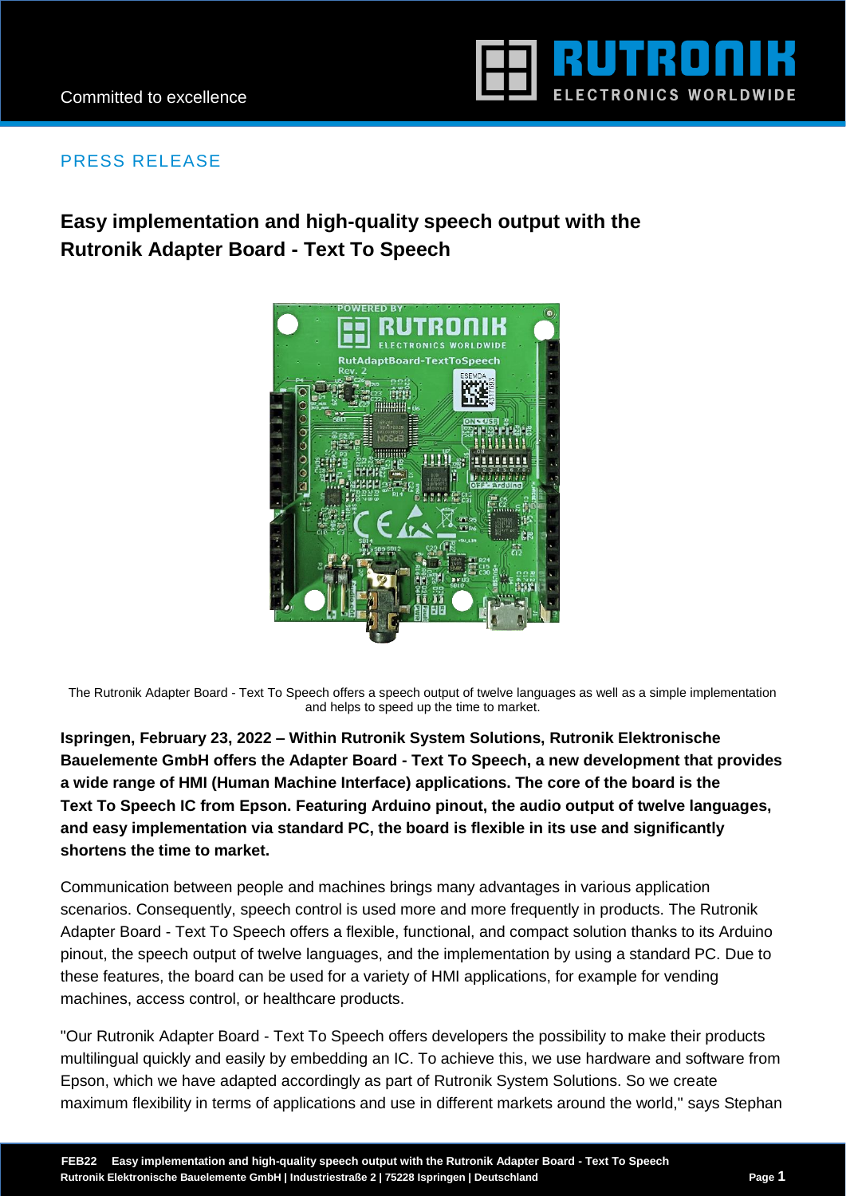PRESS RELEASE

# Easy implementation and high-quality speech output with the Rutronik Adapter Board - Text To Speech

The Rutronik Adapter Board - Text To Speech offers a speech output of twelve languages as well as a simple implementation and helps to speed up the time to market.

**Ispringen, February 23, 2022 – Within Rutronik System Solutions, Rutronik Elektronische Bauelemente GmbH offers the Adapter Board - Text To Speech, a new development that provides a wide range of HMI (Human Machine Interface) applications. The core of the board is the Text To Speech IC from Epson. Featuring Arduino pinout, the audio output of twelve languages, and easy implementation via standard PC, the board is flexible in its use and significantly shortens the time to market.**

Communication between people and machines brings many advantages in various application scenarios. Consequently, speech control is used more and more frequently in products. The Rutronik Adapter Board - Text To Speech offers a flexible, functional, and compact solution thanks to its Arduino pinout, the speech output of twelve languages, and the implementation by using a standard PC. Due to these features, the board can be used for a variety of HMI applications, for example for vending machines, access control, or healthcare products.

"Our Rutronik Adapter Board - Text To Speech offers developers the possibility to make their products multilingual quickly and easily by embedding an IC. To achieve this, we use hardware and software from Epson, which we have adapted accordingly as part of Rutronik System Solutions. So we create maximum flexibility in terms of applications and use in different markets around the world," says Stephan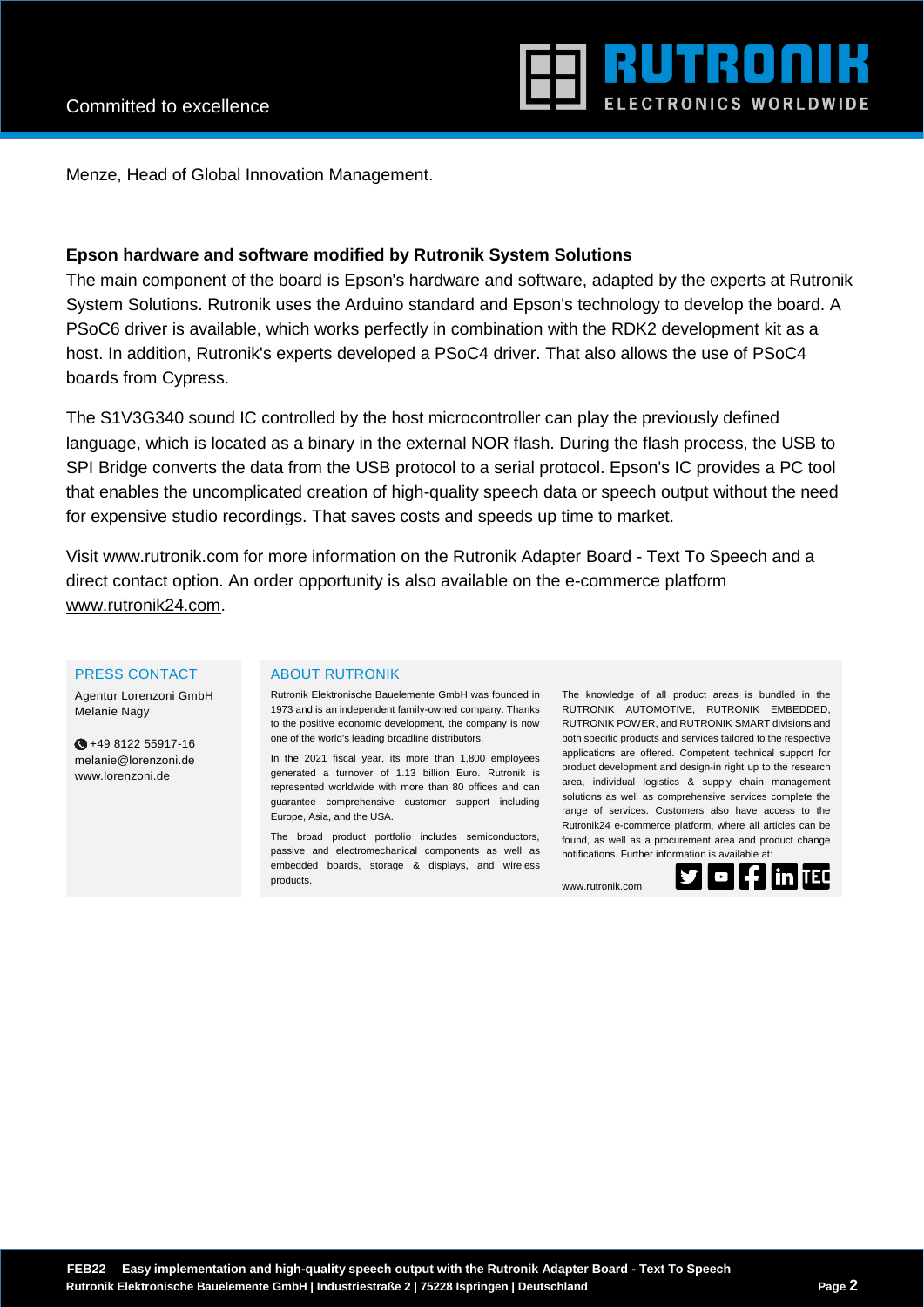Menze, Head of Global Innovation Management.

**Epson hardware and software modified by Rutronik System Solutions**

The main component of the board is Epson's hardware and software, adapted by the experts at Rutronik System Solutions. Rutronik uses the Arduino standard and Epson's technology to develop the board. A PSoC6 driver is available, which works perfectly in combination with the RDK2 development kit as a host. In addition, Rutronik's experts developed a PSoC4 driver. That also allows the use of PSoC4 boards from Cypress.

The S1V3G340 sound IC controlled by the host microcontroller can play the previously defined language, which is located as a binary in the external NOR flash. During the flash process, the USB to SPI Bridge converts the data from the USB protocol to a serial protocol. Epson's IC provides a PC tool that enables the uncomplicated creation of high-quality speech data or speech output without the need for expensive studio recordings. That saves costs and speeds up time to market.

Visit www.rutronik.com for more information on the Rutronik Adapter Board - Text To Speech and a direct contact option. An order opportunity is also available on the e-commerce platform www.rutronik24.com.

PRESS CONTACT

Agentur Lorenzoni GmbH
Melanie Nagy

+49 8122 55917-16
melanie@lorenzoni.de
www.lorenzoni.de

ABOUT RUTRONIK

Rutronik Elektronische Bauelemente GmbH was founded in 1973 and is an independent family-owned company. Thanks to the positive economic development, the company is now one of the world's leading broadline distributors.

In the 2021 fiscal year, its more than 1,800 employees generated a turnover of 1.13 billion Euro. Rutronik is represented worldwide with more than 80 offices and can guarantee comprehensive customer support including Europe, Asia, and the USA.

The broad product portfolio includes semiconductors, passive and electromechanical components as well as embedded boards, storage & displays, and wireless products.

The knowledge of all product areas is bundled in the RUTRONIK AUTOMOTIVE, RUTRONIK EMBEDDED, RUTRONIK POWER, and RUTRONIK SMART divisions and both specific products and services tailored to the respective applications are offered. Competent technical support for product development and design-in right up to the research area, individual logistics & supply chain management solutions as well as comprehensive services complete the range of services. Customers also have access to the Rutronik24 e-commerce platform, where all articles can be found, as well as a procurement area and product change notifications. Further information is available at:

www.rutronik.com